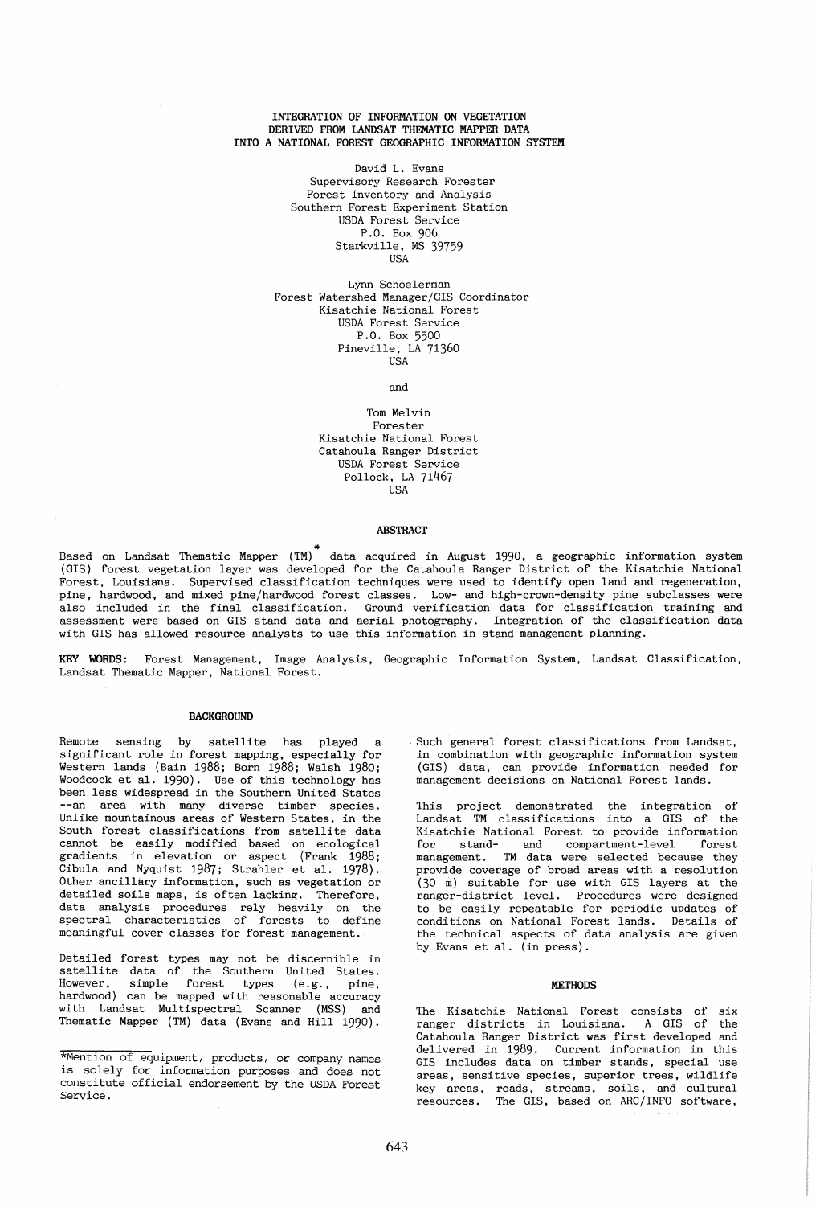# INTEGRATION OF INFORMATION ON VEGETATION DERIVED FROM LANDSAT THEMATIC MAPPER DATA INTO A NATIONAL FOREST GEOGRAPHIC INFORMATION SYSTEM

David L. Evans
Supervisory Research Forester
Forest Inventory and Analysis
Southern Forest Experiment Station
USDA Forest Service
P.O. Box 906
Starkville, MS 39759
USA

Lynn Schoelerman
Forest Watershed Manager/GIS Coordinator
Kisatchie National Forest
USDA Forest Service
P.O. Box 5500
Pineville, LA 71360
USA

and

Tom Melvin
Forester
Kisatchie National Forest
Catahoula Ranger District
USDA Forest Service
Pollock, LA 71467
USA

## ABSTRACT

Based on Landsat Thematic Mapper (TM)* data acquired in August 1990, a geographic information system (GIS) forest vegetation layer was developed for the Catahoula Ranger District of the Kisatchie National Forest, Louisiana. Supervised classification techniques were used to identify open land and regeneration, pine, hardwood, and mixed pine/hardwood forest classes. Low- and high-crown-density pine subclasses were also included in the final classification. Ground verification data for classification training and assessment were based on GIS stand data and aerial photography. Integration of the classification data with GIS has allowed resource analysts to use this information in stand management planning.

**KEY WORDS:** Forest Management, Image Analysis, Geographic Information System, Landsat Classification, Landsat Thematic Mapper, National Forest.

## BACKGROUND

Remote sensing by satellite has played a significant role in forest mapping, especially for Western lands (Bain 1988; Born 1988; Walsh 1980; Woodcock et al. 1990). Use of this technology has been less widespread in the Southern United States --an area with many diverse timber species. Unlike mountainous areas of Western States, in the South forest classifications from satellite data cannot be easily modified based on ecological gradients in elevation or aspect (Frank 1988; Cibula and Nyquist 1987; Strahler et al. 1978). Other ancillary information, such as vegetation or detailed soils maps, is often lacking. Therefore, data analysis procedures rely heavily on the spectral characteristics of forests to define meaningful cover classes for forest management.

Detailed forest types may not be discernible in satellite data of the Southern United States. However, simple forest types (e.g., pine, hardwood) can be mapped with reasonable accuracy with Landsat Multispectral Scanner (MSS) and Thematic Mapper (TM) data (Evans and Hill 1990). Such general forest classifications from Landsat, in combination with geographic information system (GIS) data, can provide information needed for management decisions on National Forest lands.

This project demonstrated the integration of Landsat TM classifications into a GIS of the Kisatchie National Forest to provide information for stand- and compartment-level forest management. TM data were selected because they provide coverage of broad areas with a resolution (30 m) suitable for use with GIS layers at the ranger-district level. Procedures were designed to be easily repeatable for periodic updates of conditions on National Forest lands. Details of the technical aspects of data analysis are given by Evans et al. (in press).

## METHODS

The Kisatchie National Forest consists of six ranger districts in Louisiana. A GIS of the Catahoula Ranger District was first developed and delivered in 1989. Current information in this GIS includes data on timber stands, special use areas, sensitive species, superior trees, wildlife key areas, roads, streams, soils, and cultural resources. The GIS, based on ARC/INFO software,

---

*Mention of equipment, products, or company names is solely for information purposes and does not constitute official endorsement by the USDA Forest Service.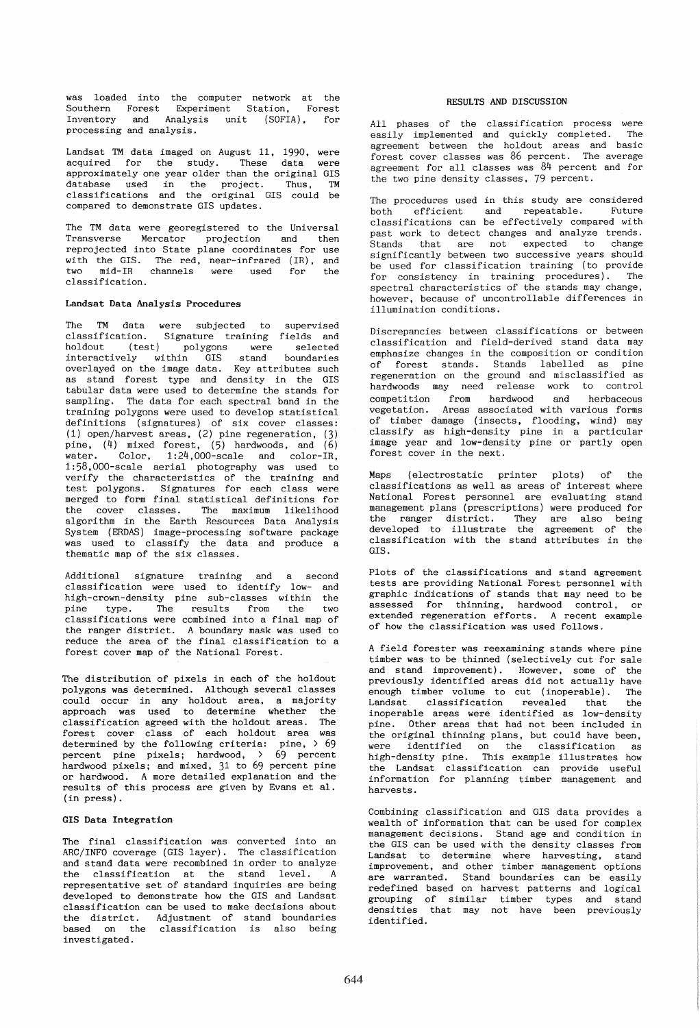was loaded into the computer network at the Southern Forest Experiment Station, Forest Inventory and Analysis unit (SOFIA), for processing and analysis.

Landsat TM data imaged on August 11, 1990, were acquired for the study. These data were approximately one year older than the original GIS database used in the project. Thus, TM classifications and the original GIS could be compared to demonstrate GIS updates.

The TM data were georegistered to the Universal Transverse Mercator projection and then reprojected into State plane coordinates for use with the GIS. The red, near-infrared (IR), and two mid-IR channels were used for the classification.

### Landsat Data Analysis Procedures

The TM data were subjected to supervised classification. Signature training fields and holdout (test) polygons were selected interactively within GIS stand boundaries overlayed on the image data. Key attributes such as stand forest type and density in the GIS tabular data were used to determine the stands for sampling. The data for each spectral band in the training polygons were used to develop statistical definitions (signatures) of six cover classes: (1) open/harvest areas, (2) pine regeneration, (3) pine, (4) mixed forest, (5) hardwoods, and (6) water. Color, 1:24,000-scale and color-IR, 1:58,000-scale aerial photography was used to verify the characteristics of the training and test polygons. Signatures for each class were merged to form final statistical definitions for the cover classes. The maximum likelihood algorithm in the Earth Resources Data Analysis System (ERDAS) image-processing software package was used to classify the data and produce a thematic map of the six classes.

Additional signature training and a second classification were used to identify low- and high-crown-density pine sub-classes within the pine type. The results from the two classifications were combined into a final map of the ranger district. A boundary mask was used to reduce the area of the final classification to a forest cover map of the National Forest.

The distribution of pixels in each of the holdout polygons was determined. Although several classes could occur in any holdout area, a majority approach was used to determine whether the classification agreed with the holdout areas. The forest cover class of each holdout area was determined by the following criteria: pine, > 69 percent pine pixels; hardwood, > 69 percent hardwood pixels; and mixed, 31 to 69 percent pine or hardwood. A more detailed explanation and the results of this process are given by Evans et al. (in press).

### GIS Data Integration

The final classification was converted into an ARC/INFO coverage (GIS layer). The classification and stand data were recombined in order to analyze the classification at the stand level. A representative set of standard inquiries are being developed to demonstrate how the GIS and Landsat classification can be used to make decisions about the district. Adjustment of stand boundaries based on the classification is also being investigated.

## RESULTS AND DISCUSSION

All phases of the classification process were easily implemented and quickly completed. The agreement between the holdout areas and basic forest cover classes was 86 percent. The average agreement for all classes was 84 percent and for the two pine density classes, 79 percent.

The procedures used in this study are considered both efficient and repeatable. Future classifications can be effectively compared with past work to detect changes and analyze trends. Stands that are not expected to change significantly between two successive years should be used for classification training (to provide for consistency in training procedures). The spectral characteristics of the stands may change, however, because of uncontrollable differences in illumination conditions.

Discrepancies between classifications or between classification and field-derived stand data may emphasize changes in the composition or condition of forest stands. Stands labelled as pine regeneration on the ground and misclassified as hardwoods may need release work to control competition from hardwood and herbaceous vegetation. Areas associated with various forms of timber damage (insects, flooding, wind) may classify as high-density pine in a particular image year and low-density pine or partly open forest cover in the next.

Maps (electrostatic printer plots) of the classifications as well as areas of interest where National Forest personnel are evaluating stand management plans (prescriptions) were produced for the ranger district. They are also being developed to illustrate the agreement of the classification with the stand attributes in the GIS.

Plots of the classifications and stand agreement tests are providing National Forest personnel with graphic indications of stands that may need to be assessed for thinning, hardwood control, or extended regeneration efforts. A recent example of how the classification was used follows.

A field forester was reexamining stands where pine timber was to be thinned (selectively cut for sale and stand improvement). However, some of the previously identified areas did not actually have enough timber volume to cut (inoperable). The Landsat classification revealed that the inoperable areas were identified as low-density pine. Other areas that had not been included in the original thinning plans, but could have been, were identified on the classification as high-density pine. This example illustrates how the Landsat classification can provide useful information for planning timber management and harvests.

Combining classification and GIS data provides a wealth of information that can be used for complex management decisions. Stand age and condition in the GIS can be used with the density classes from Landsat to determine where harvesting, stand improvement, and other timber management options are warranted. Stand boundaries can be easily redefined based on harvest patterns and logical grouping of similar timber types and stand densities that may not have been previously identified.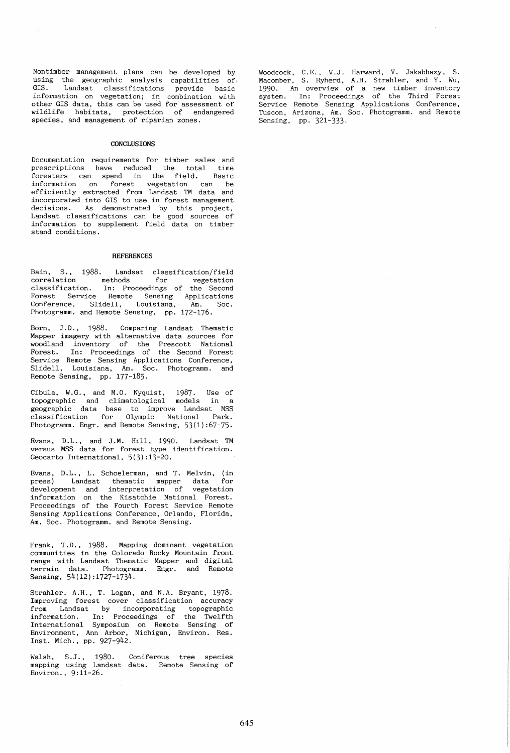Nontimber management plans can be developed by using the geographic analysis capabilities of GIS. Landsat classifications provide basic information on vegetation; in combination with other GIS data, this can be used for assessment of wildlife habitats, protection of endangered species, and management of riparian zones.

## CONCLUSIONS

Documentation requirements for timber sales and prescriptions have reduced the total time foresters can spend in the field. Basic information on forest vegetation can be efficiently extracted from Landsat TM data and incorporated into GIS to use in forest management decisions. As demonstrated by this project, Landsat classifications can be good sources of information to supplement field data on timber stand conditions.

## REFERENCES

Bain, S., 1988. Landsat classification/field correlation methods for vegetation classification. In: Proceedings of the Second Forest Service Remote Sensing Applications Conference, Slidell, Louisiana, Am. Soc. Photogramm. and Remote Sensing, pp. 172-176.

Born, J.D., 1988. Comparing Landsat Thematic Mapper imagery with alternative data sources for woodland inventory of the Prescott National Forest. In: Proceedings of the Second Forest Service Remote Sensing Applications Conference, Slidell, Louisiana, Am. Soc. Photogramm. and Remote Sensing, pp. 177-185.

Cibula, W.G., and M.O. Nyquist, 1987. Use of topographic and climatological models in a geographic data base to improve Landsat MSS classification for Olympic National Park. Photogramm. Engr. and Remote Sensing, 53(1):67-75.

Evans, D.L., and J.M. Hill, 1990. Landsat TM versus MSS data for forest type identification. Geocarto International, 5(3):13-20.

Evans, D.L., L. Schoelerman, and T. Melvin, (in press) Landsat thematic mapper data for development and interpretation of vegetation information on the Kisatchie National Forest. Proceedings of the Fourth Forest Service Remote Sensing Applications Conference, Orlando, Florida, Am. Soc. Photogramm. and Remote Sensing.

Frank, T.D., 1988. Mapping dominant vegetation communities in the Colorado Rocky Mountain front range with Landsat Thematic Mapper and digital terrain data. Photogramm. Engr. and Remote Sensing, 54(12):1727-1734.

Strahler, A.H., T. Logan, and N.A. Bryant, 1978. Improving forest cover classification accuracy from Landsat by incorporating topographic information. In: Proceedings of the Twelfth International Symposium on Remote Sensing of Environment, Ann Arbor, Michigan, Environ. Res. Inst. Mich., pp. 927-942.

Walsh, S.J., 1980. Coniferous tree species mapping using Landsat data. Remote Sensing of Environ., 9:11-26.

Woodcock, C.E., V.J. Harward, V. Jakabhazy, S. Macomber, S. Ryherd, A.H. Strahler, and Y. Wu, 1990. An overview of a new timber inventory system. In: Proceedings of the Third Forest Service Remote Sensing Applications Conference, Tuscon, Arizona, Am. Soc. Photogramm. and Remote Sensing, pp. 321-333.